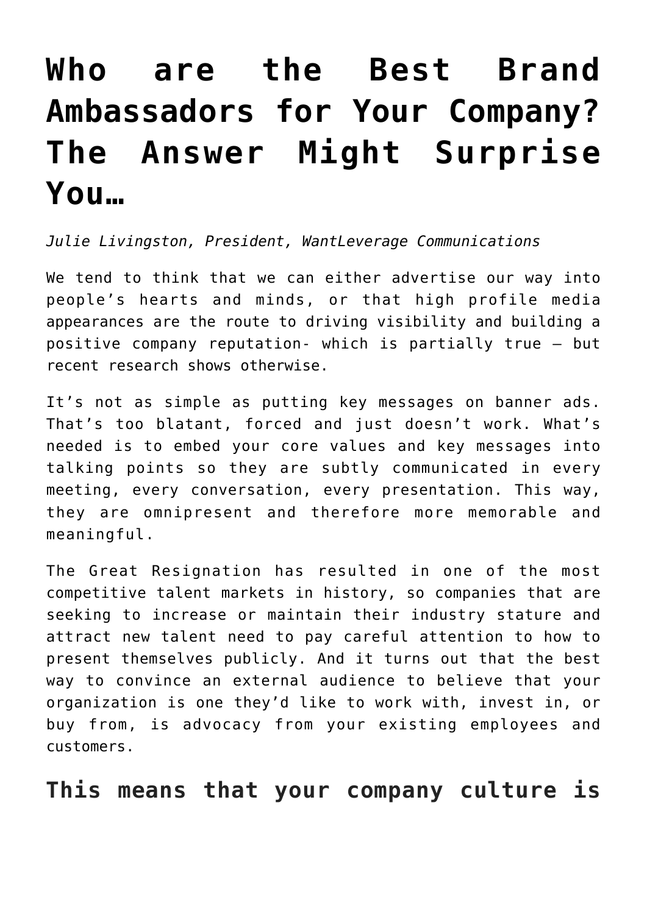# Who are the Best Brand Ambassadors for Your Company? The Answer Might Surprise You…

*Julie Livingston, President, WantLeverage Communications*

We tend to think that we can either advertise our way into people's hearts and minds, or that high profile media appearances are the route to driving visibility and building a positive company reputation- which is partially true – but recent research shows otherwise.

It's not as simple as putting key messages on banner ads. That's too blatant, forced and just doesn't work. What's needed is to embed your core values and key messages into talking points so they are subtly communicated in every meeting, every conversation, every presentation. This way, they are omnipresent and therefore more memorable and meaningful.

The Great Resignation has resulted in one of the most competitive talent markets in history, so companies that are seeking to increase or maintain their industry stature and attract new talent need to pay careful attention to how to present themselves publicly. And it turns out that the best way to convince an external audience to believe that your organization is one they'd like to work with, invest in, or buy from, is advocacy from your existing employees and customers.

## This means that your company culture is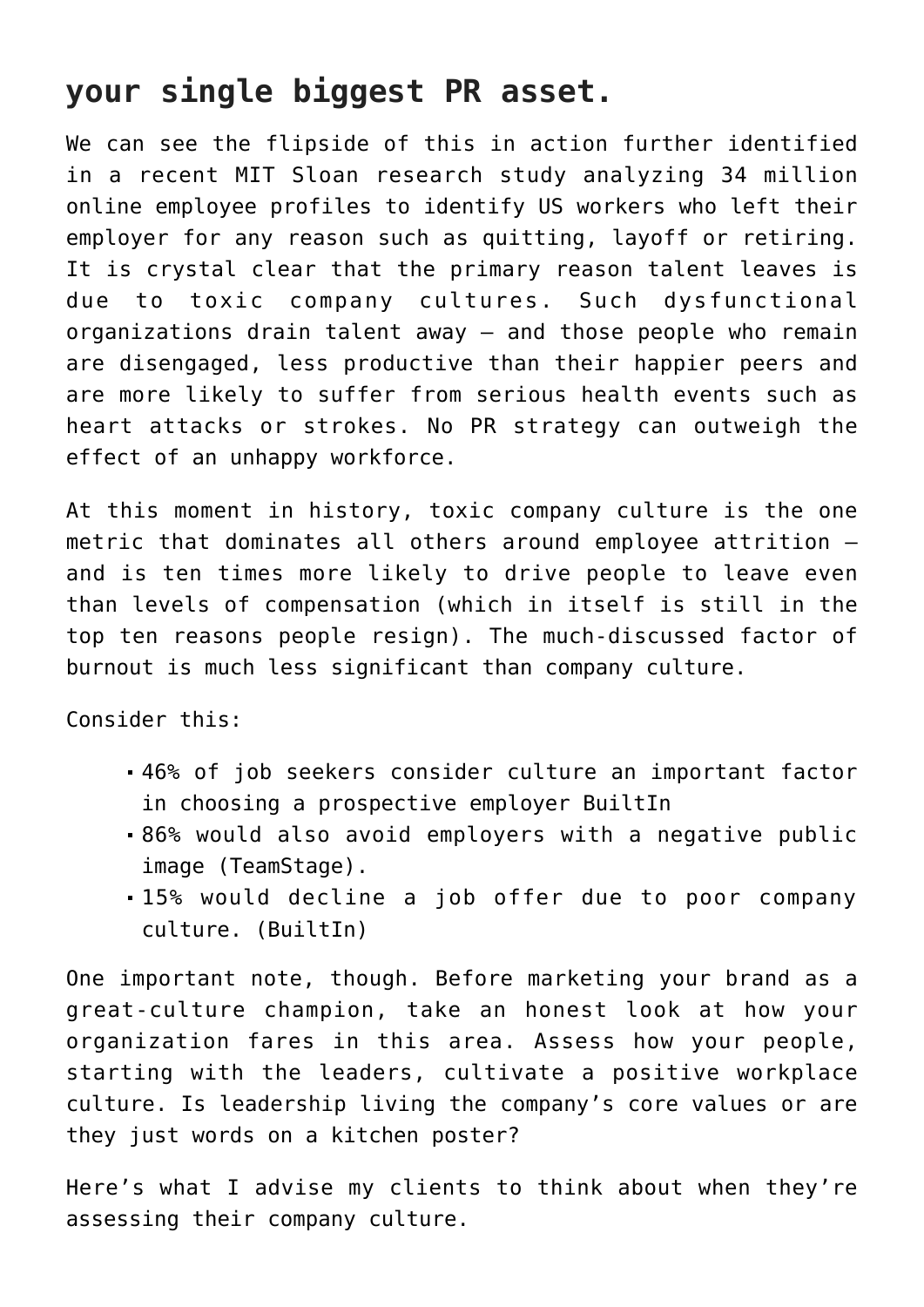## your single biggest PR asset.

We can see the flipside of this in action further identified in a recent MIT Sloan research study analyzing 34 million online employee profiles to identify US workers who left their employer for any reason such as quitting, layoff or retiring. It is crystal clear that the primary reason talent leaves is due to toxic company cultures. Such dysfunctional organizations drain talent away – and those people who remain are disengaged, less productive than their happier peers and are more likely to suffer from serious health events such as heart attacks or strokes. No PR strategy can outweigh the effect of an unhappy workforce.

At this moment in history, toxic company culture is the one metric that dominates all others around employee attrition – and is ten times more likely to drive people to leave even than levels of compensation (which in itself is still in the top ten reasons people resign). The much-discussed factor of burnout is much less significant than company culture.

Consider this:

- 46% of job seekers consider culture an important factor in choosing a prospective employer BuiltIn
- 86% would also avoid employers with a negative public image (TeamStage).
- 15% would decline a job offer due to poor company culture. (BuiltIn)

One important note, though. Before marketing your brand as a great-culture champion, take an honest look at how your organization fares in this area. Assess how your people, starting with the leaders, cultivate a positive workplace culture. Is leadership living the company's core values or are they just words on a kitchen poster?

Here's what I advise my clients to think about when they're assessing their company culture.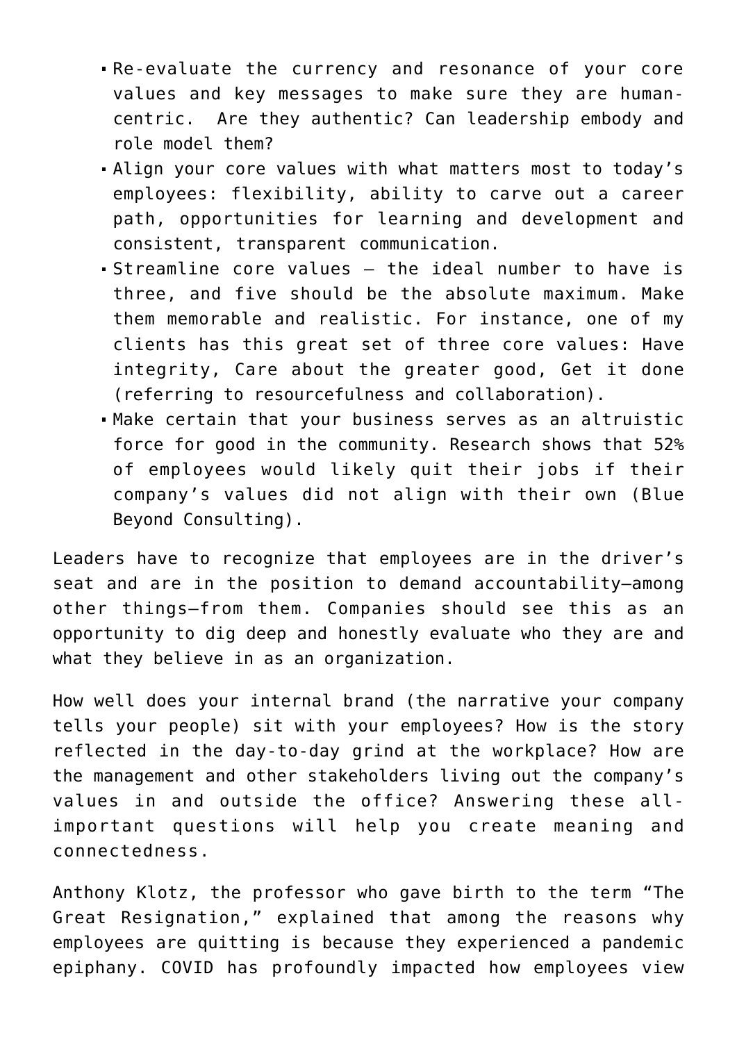- Re-evaluate the currency and resonance of your core values and key messages to make sure they are human-centric. Are they authentic? Can leadership embody and role model them?
- Align your core values with what matters most to today's employees: flexibility, ability to carve out a career path, opportunities for learning and development and consistent, transparent communication.
- Streamline core values – the ideal number to have is three, and five should be the absolute maximum. Make them memorable and realistic. For instance, one of my clients has this great set of three core values: Have integrity, Care about the greater good, Get it done (referring to resourcefulness and collaboration).
- Make certain that your business serves as an altruistic force for good in the community. Research shows that 52% of employees would likely quit their jobs if their company's values did not align with their own (Blue Beyond Consulting).

Leaders have to recognize that employees are in the driver's seat and are in the position to demand accountability—among other things—from them. Companies should see this as an opportunity to dig deep and honestly evaluate who they are and what they believe in as an organization.

How well does your internal brand (the narrative your company tells your people) sit with your employees? How is the story reflected in the day-to-day grind at the workplace? How are the management and other stakeholders living out the company's values in and outside the office? Answering these all-important questions will help you create meaning and connectedness.

Anthony Klotz, the professor who gave birth to the term "The Great Resignation," explained that among the reasons why employees are quitting is because they experienced a pandemic epiphany. COVID has profoundly impacted how employees view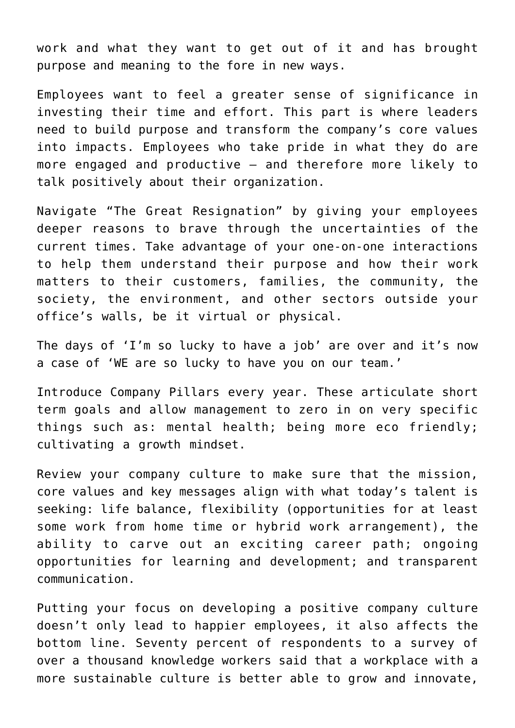work and what they want to get out of it and has brought purpose and meaning to the fore in new ways.

Employees want to feel a greater sense of significance in investing their time and effort. This part is where leaders need to build purpose and transform the company's core values into impacts. Employees who take pride in what they do are more engaged and productive – and therefore more likely to talk positively about their organization.

Navigate "The Great Resignation" by giving your employees deeper reasons to brave through the uncertainties of the current times. Take advantage of your one-on-one interactions to help them understand their purpose and how their work matters to their customers, families, the community, the society, the environment, and other sectors outside your office's walls, be it virtual or physical.

The days of 'I'm so lucky to have a job' are over and it's now a case of 'WE are so lucky to have you on our team.'

Introduce Company Pillars every year. These articulate short term goals and allow management to zero in on very specific things such as: mental health; being more eco friendly; cultivating a growth mindset.

Review your company culture to make sure that the mission, core values and key messages align with what today's talent is seeking: life balance, flexibility (opportunities for at least some work from home time or hybrid work arrangement), the ability to carve out an exciting career path; ongoing opportunities for learning and development; and transparent communication.

Putting your focus on developing a positive company culture doesn't only lead to happier employees, it also affects the bottom line. Seventy percent of respondents to a survey of over a thousand knowledge workers said that a workplace with a more sustainable culture is better able to grow and innovate,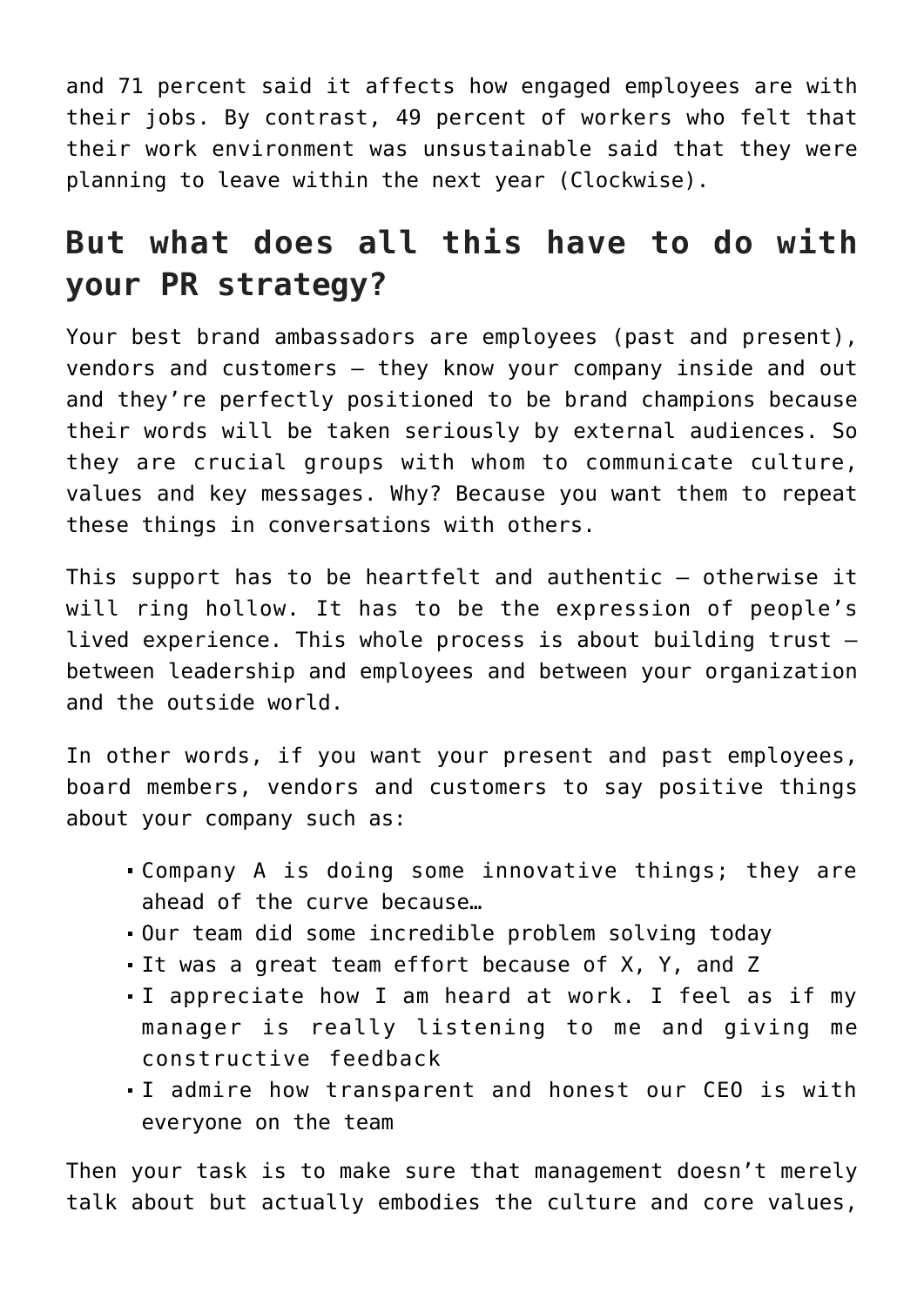and 71 percent said it affects how engaged employees are with their jobs. By contrast, 49 percent of workers who felt that their work environment was unsustainable said that they were planning to leave within the next year (Clockwise).

## But what does all this have to do with your PR strategy?

Your best brand ambassadors are employees (past and present), vendors and customers – they know your company inside and out and they're perfectly positioned to be brand champions because their words will be taken seriously by external audiences. So they are crucial groups with whom to communicate culture, values and key messages. Why? Because you want them to repeat these things in conversations with others.

This support has to be heartfelt and authentic – otherwise it will ring hollow. It has to be the expression of people's lived experience. This whole process is about building trust – between leadership and employees and between your organization and the outside world.

In other words, if you want your present and past employees, board members, vendors and customers to say positive things about your company such as:

- Company A is doing some innovative things; they are ahead of the curve because…
- Our team did some incredible problem solving today
- It was a great team effort because of X, Y, and Z
- I appreciate how I am heard at work. I feel as if my manager is really listening to me and giving me constructive feedback
- I admire how transparent and honest our CEO is with everyone on the team

Then your task is to make sure that management doesn't merely talk about but actually embodies the culture and core values,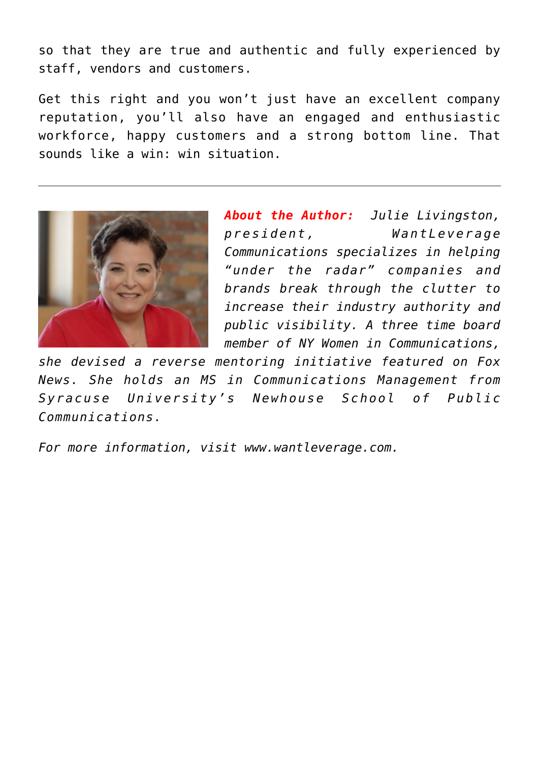so that they are true and authentic and fully experienced by staff, vendors and customers.

Get this right and you won't just have an excellent company reputation, you'll also have an engaged and enthusiastic workforce, happy customers and a strong bottom line. That sounds like a win: win situation.

---

***About the Author:*** *Julie Livingston, president, WantLeverage Communications specializes in helping "under the radar" companies and brands break through the clutter to increase their industry authority and public visibility. A three time board member of NY Women in Communications, she devised a reverse mentoring initiative featured on Fox News. She holds an MS in Communications Management from Syracuse University's Newhouse School of Public Communications.*

*For more information, visit www.wantleverage.com.*